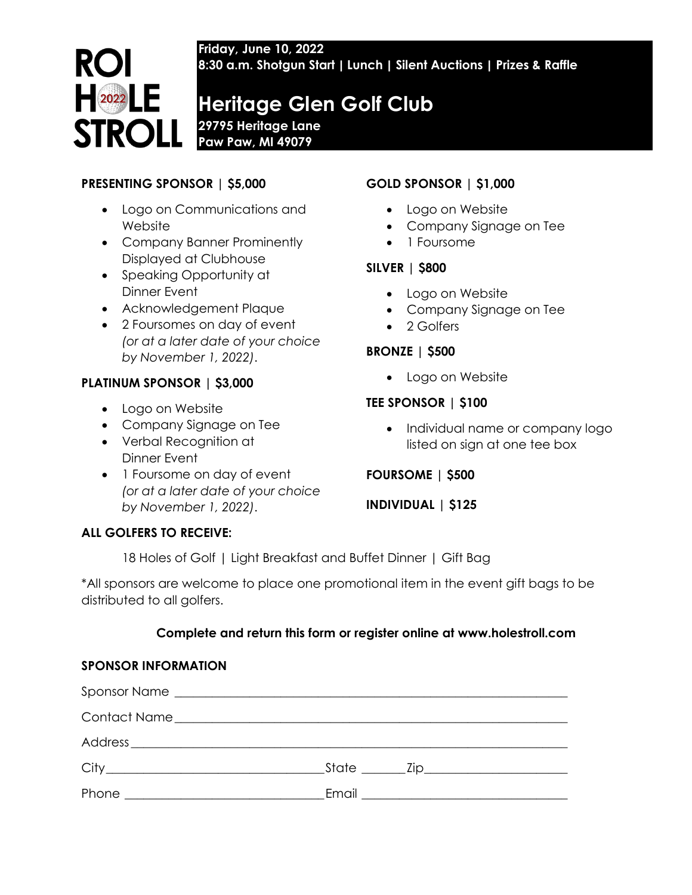# ROI HOLE STROLL 2022

**Friday, June 10, 2022**
**8:30 a.m. Shotgun Start | Lunch | Silent Auctions | Prizes & Raffle**

## Heritage Glen Golf Club

**29795 Heritage Lane**
**Paw Paw, MI 49079**

### PRESENTING SPONSOR | $5,000

- Logo on Communications and Website
- Company Banner Prominently Displayed at Clubhouse
- Speaking Opportunity at Dinner Event
- Acknowledgement Plaque
- 2 Foursomes on day of event *(or at a later date of your choice by November 1, 2022)*.

### PLATINUM SPONSOR | $3,000

- Logo on Website
- Company Signage on Tee
- Verbal Recognition at Dinner Event
- 1 Foursome on day of event *(or at a later date of your choice by November 1, 2022)*.

### GOLD SPONSOR | $1,000

- Logo on Website
- Company Signage on Tee
- 1 Foursome

### SILVER | $800

- Logo on Website
- Company Signage on Tee
- 2 Golfers

### BRONZE | $500

- Logo on Website

### TEE SPONSOR | $100

- Individual name or company logo listed on sign at one tee box

### FOURSOME | $500

### INDIVIDUAL | $125

### ALL GOLFERS TO RECEIVE:

18 Holes of Golf | Light Breakfast and Buffet Dinner | Gift Bag

*All sponsors are welcome to place one promotional item in the event gift bags to be distributed to all golfers.

**Complete and return this form or register online at www.holestroll.com**

### SPONSOR INFORMATION

Sponsor Name ________________________________________________________________

Contact Name ________________________________________________________________

Address _____________________________________________________________________

City ________________________________ State _______ Zip _______________________

Phone ______________________________ Email ________________________________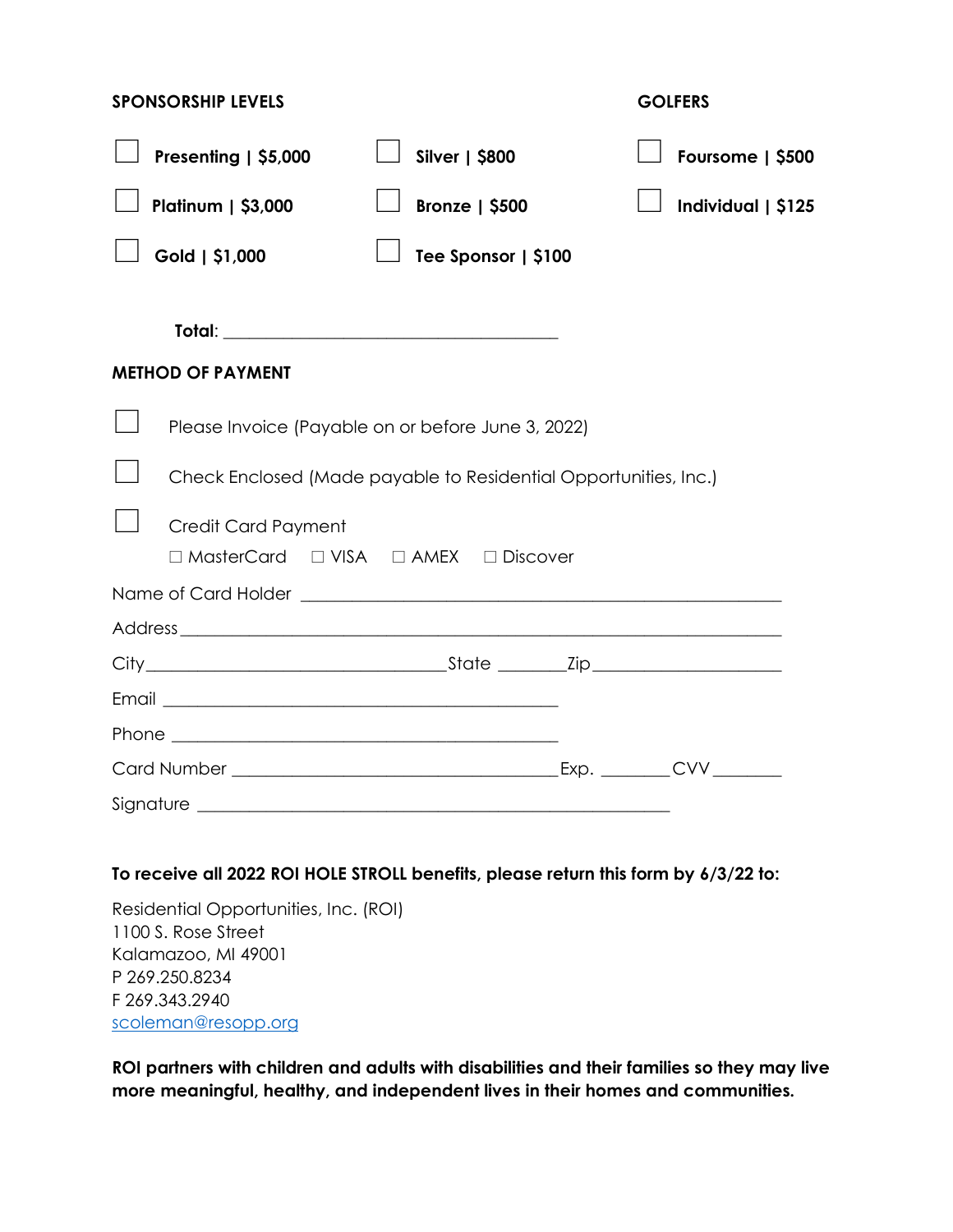**SPONSORSHIP LEVELS**

☐ **Presenting | $5,000**

☐ **Platinum | $3,000**

☐ **Gold | $1,000**

☐ **Silver | $800**

☐ **Bronze | $500**

☐ **Tee Sponsor | $100**

**GOLFERS**

☐ **Foursome | $500**

☐ **Individual | $125**

**Total**: ______________________________________

**METHOD OF PAYMENT**

☐ Please Invoice (Payable on or before June 3, 2022)

☐ Check Enclosed (Made payable to Residential Opportunities, Inc.)

☐ Credit Card Payment

☐ MasterCard ☐ VISA ☐ AMEX ☐ Discover

Name of Card Holder ______________________________________________________

Address ______________________________________________________________

City _________________________________ State ________ Zip ____________________

Email ____________________________________________

Phone ____________________________________________

Card Number ____________________________________ Exp. ________ CVV ________

Signature _____________________________________________________

**To receive all 2022 ROI HOLE STROLL benefits, please return this form by 6/3/22 to:**

Residential Opportunities, Inc. (ROI)  
1100 S. Rose Street  
Kalamazoo, MI 49001  
P 269.250.8234  
F 269.343.2940  
scoleman@resopp.org

**ROI partners with children and adults with disabilities and their families so they may live more meaningful, healthy, and independent lives in their homes and communities.**